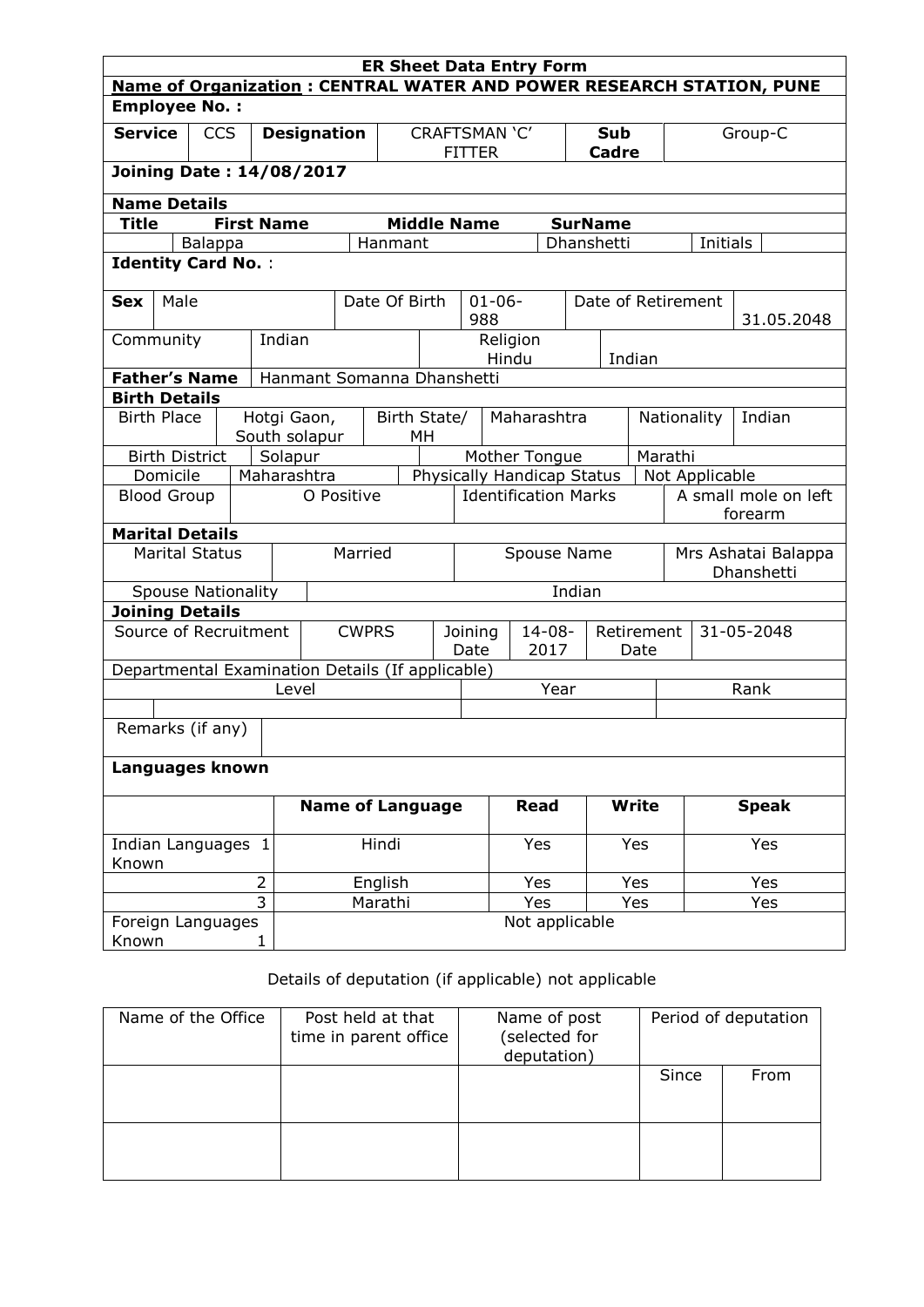# ER Sheet Data Entry Form

**Name of Organization : CENTRAL WATER AND POWER RESEARCH STATION, PUNE**

**Employee No. :**

| **Service** | CCS | **Designation** | CRAFTSMAN 'C' FITTER | **Sub Cadre** | Group-C |
|---|---|---|---|---|---|

**Joining Date : 14/08/2017**

**Name Details**

| **Title** | **First Name** | **Middle Name** | **SurName** | | |
|---|---|---|---|---|---|
| | Balappa | Hanmant | Dhanshetti | Initials | |

**Identity Card No.** :

| **Sex** | Male | Date Of Birth | 01-06-988 | Date of Retirement | 31.05.2048 |
|---|---|---|---|---|---|
| Community | Indian | Religion Hindu | Indian | | |

| **Father's Name** | Hanmant Somanna Dhanshetti |
|---|---|

**Birth Details**

| Birth Place | Hotgi Gaon, South solapur | Birth State/ MH | Maharashtra | Nationality | Indian |
|---|---|---|---|---|---|
| Birth District | Solapur | Mother Tongue | Marathi | | |
| Domicile | Maharashtra | Physically Handicap Status | Not Applicable | | |
| Blood Group | O Positive | Identification Marks | A small mole on left forearm | | |

**Marital Details**

| Marital Status | Married | Spouse Name | Mrs Ashatai Balappa Dhanshetti |
|---|---|---|---|
| Spouse Nationality | Indian | | |

**Joining Details**

| Source of Recruitment | CWPRS | Joining Date | 14-08-2017 | Retirement Date | 31-05-2048 |
|---|---|---|---|---|---|

Departmental Examination Details (If applicable)

| Level | Year | Rank |
|---|---|---|
| | | |

| Remarks (if any) | |
|---|---|

**Languages known**

| | | **Name of Language** | **Read** | **Write** | **Speak** |
|---|---|---|---|---|---|
| Indian Languages Known | 1 | Hindi | Yes | Yes | Yes |
| | 2 | English | Yes | Yes | Yes |
| | 3 | Marathi | Yes | Yes | Yes |
| Foreign Languages Known | 1 | Not applicable | | | |

Details of deputation (if applicable) not applicable

| Name of the Office | Post held at that time in parent office | Name of post (selected for deputation) | Period of deputation | |
|---|---|---|---|---|
| | | | Since | From |
| | | | | |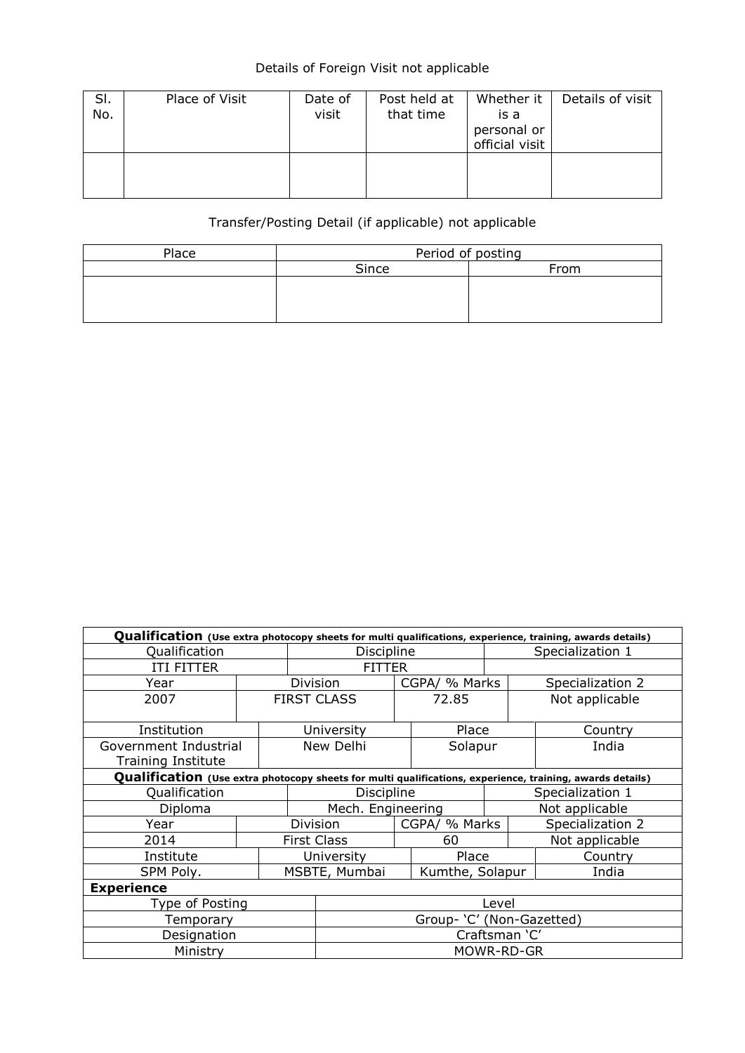Details of Foreign Visit not applicable

| Sl. No. | Place of Visit | Date of visit | Post held at that time | Whether it is a personal or official visit | Details of visit |
|---|---|---|---|---|---|
| | | | | | |

Transfer/Posting Detail (if applicable) not applicable

| Place | Period of posting | |
|---|---|---|
| | Since | From |
| | | |

| | | | | | | |
|---|---|---|---|---|---|---|
| **Qualification** (Use extra photocopy sheets for multi qualifications, experience, training, awards details) | | | | | | |
| Qualification | | Discipline | | | Specialization 1 | |
| ITI FITTER | | FITTER | | | | |
| Year | Division | | CGPA/ % Marks | | Specialization 2 | |
| 2007 | FIRST CLASS | | 72.85 | | Not applicable | |
| Institution | | University | | Place | | Country |
| Government Industrial Training Institute | | New Delhi | | Solapur | | India |
| **Qualification** (Use extra photocopy sheets for multi qualifications, experience, training, awards details) | | | | | | |
| Qualification | | Discipline | | | Specialization 1 | |
| Diploma | | Mech. Engineering | | | Not applicable | |
| Year | Division | | CGPA/ % Marks | | Specialization 2 | |
| 2014 | First Class | | 60 | | Not applicable | |
| Institute | | University | | Place | | Country |
| SPM Poly. | | MSBTE, Mumbai | | Kumthe, Solapur | | India |
| **Experience** | | | | | | |
| Type of Posting | | Level | | | | |
| Temporary | | Group- 'C' (Non-Gazetted) | | | | |
| Designation | | Craftsman 'C' | | | | |
| Ministry | | MOWR-RD-GR | | | | |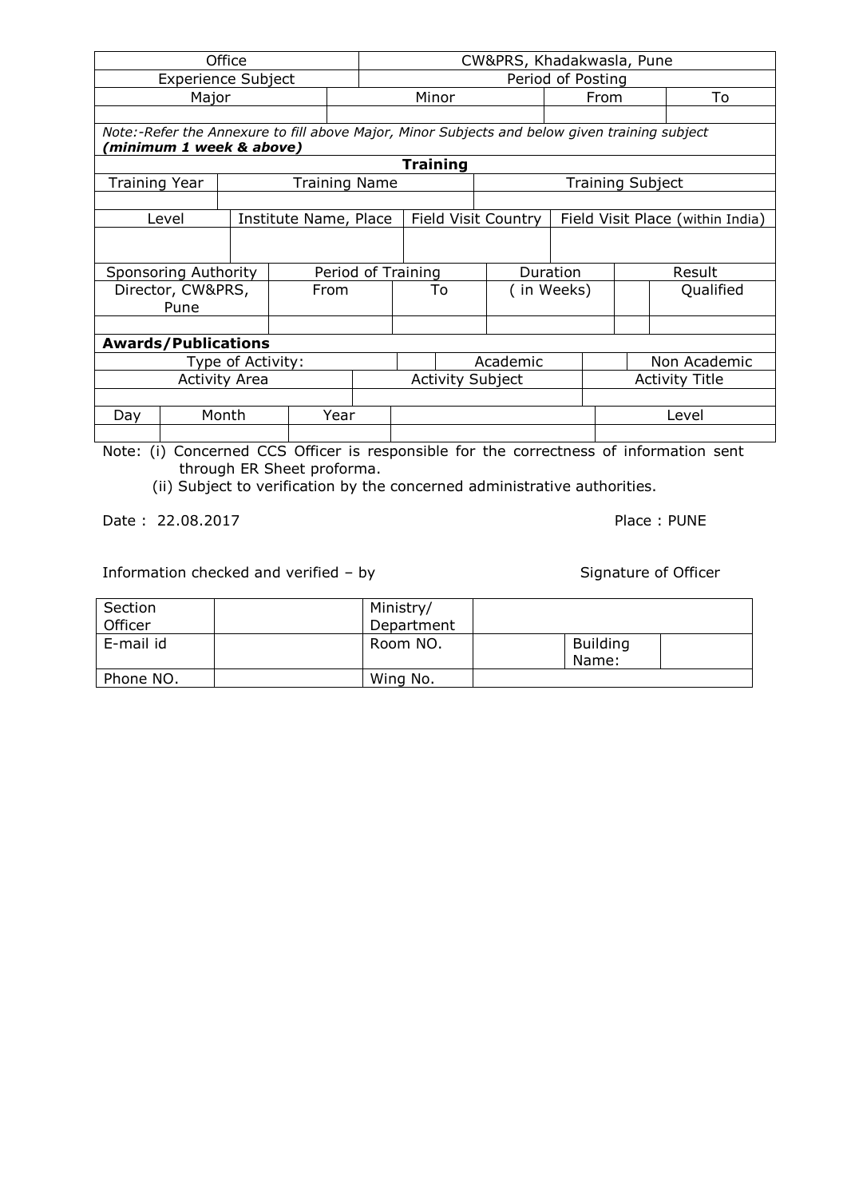| Office | | CW&PRS, Khadakwasla, Pune | |
|---|---|---|---|
| Experience Subject | | Period of Posting | |
| Major | Minor | From | To |
| | | | |

*Note:-Refer the Annexure to fill above Major, Minor Subjects and below given training subject* ***(minimum 1 week & above)***

**Training**

| Training Year | Training Name | Training Subject | |
|---|---|---|---|
| | | | |
| Level | Institute Name, Place | Field Visit Country | Field Visit Place (within India) |
| | | | |

| Sponsoring Authority | Period of Training | | Duration | | Result |
|---|---|---|---|---|---|
| Director, CW&PRS, Pune | From | To | ( in Weeks) | | Qualified |
| | | | | | |

**Awards/Publications**

| Type of Activity: | | Academic | | Non Academic |
|---|---|---|---|---|
| Activity Area | Activity Subject | | Activity Title | |
| | | | | |

| Day | Month | Year | | Level |
|---|---|---|---|---|
| | | | | |

Note: (i) Concerned CCS Officer is responsible for the correctness of information sent through ER Sheet proforma.

(ii) Subject to verification by the concerned administrative authorities.

Date : 22.08.2017 Place : PUNE

Information checked and verified – by Signature of Officer

| Section Officer | | Ministry/ Department | | | |
|---|---|---|---|---|---|
| E-mail id | | Room NO. | | Building Name: | |
| Phone NO. | | Wing No. | | | |